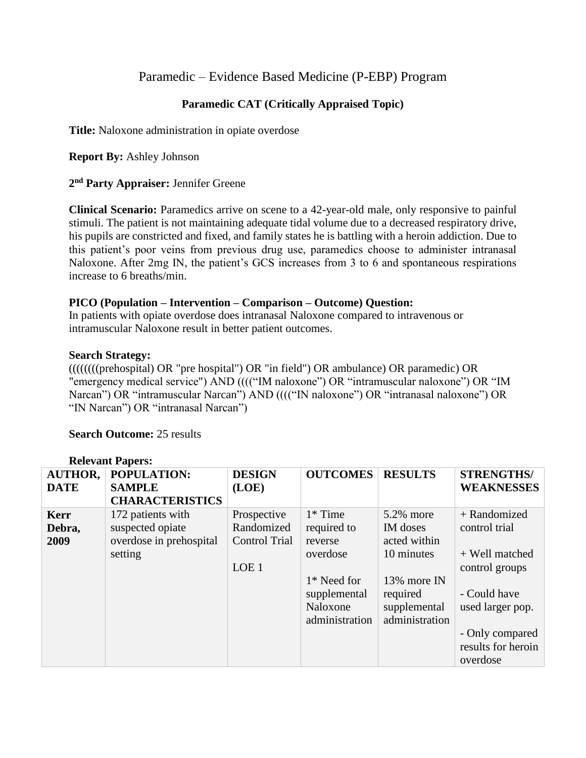# Paramedic – Evidence Based Medicine (P-EBP) Program

## Paramedic CAT (Critically Appraised Topic)

**Title:** Naloxone administration in opiate overdose

**Report By:** Ashley Johnson

**2nd Party Appraiser:** Jennifer Greene

**Clinical Scenario:** Paramedics arrive on scene to a 42-year-old male, only responsive to painful stimuli. The patient is not maintaining adequate tidal volume due to a decreased respiratory drive, his pupils are constricted and fixed, and family states he is battling with a heroin addiction. Due to this patient's poor veins from previous drug use, paramedics choose to administer intranasal Naloxone. After 2mg IN, the patient's GCS increases from 3 to 6 and spontaneous respirations increase to 6 breaths/min.

**PICO (Population – Intervention – Comparison – Outcome) Question:**
In patients with opiate overdose does intranasal Naloxone compared to intravenous or intramuscular Naloxone result in better patient outcomes.

**Search Strategy:**
((((((((prehospital) OR "pre hospital") OR "in field") OR ambulance) OR paramedic) OR "emergency medical service") AND ((((“IM naloxone”) OR “intramuscular naloxone”) OR “IM Narcan”) OR “intramuscular Narcan”) AND ((((“IN naloxone”) OR “intranasal naloxone”) OR “IN Narcan”) OR “intranasal Narcan”)

**Search Outcome:** 25 results

**Relevant Papers:**

| AUTHOR, DATE | POPULATION: SAMPLE CHARACTERISTICS | DESIGN (LOE) | OUTCOMES | RESULTS | STRENGTHS/ WEAKNESSES |
|---|---|---|---|---|---|
| **Kerr Debra, 2009** | 172 patients with suspected opiate overdose in prehospital setting | Prospective Randomized Control Trial<br><br>LOE 1 | 1* Time required to reverse overdose<br><br>1* Need for supplemental Naloxone administration | 5.2% more IM doses acted within 10 minutes<br><br>13% more IN required supplemental administration | + Randomized control trial<br><br>+ Well matched control groups<br><br>- Could have used larger pop.<br><br>- Only compared results for heroin overdose |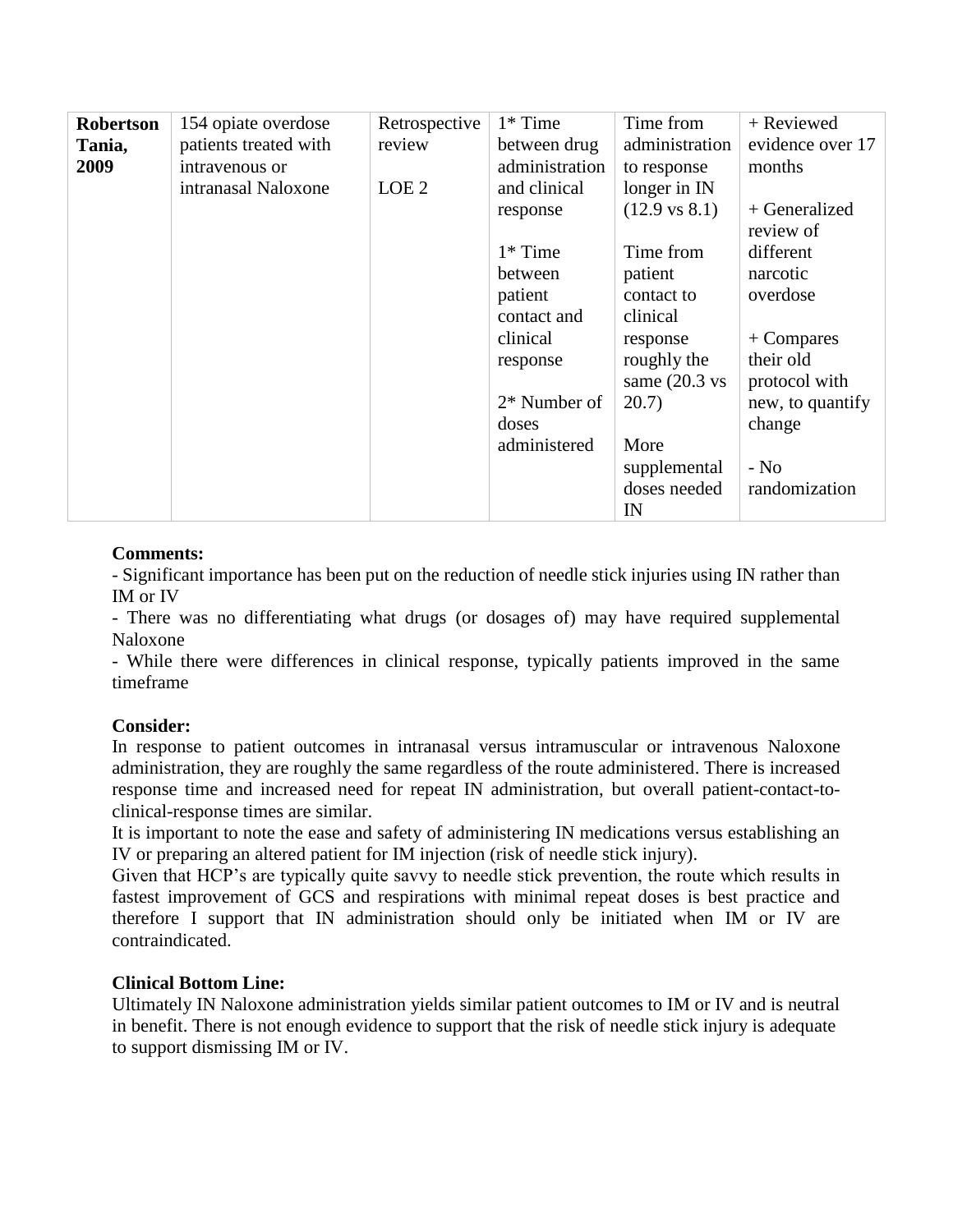| **Robertson Tania, 2009** | 154 opiate overdose patients treated with intravenous or intranasal Naloxone | Retrospective review<br><br>LOE 2 | 1* Time between drug administration and clinical response<br><br>1* Time between patient contact and clinical response<br><br>2* Number of doses administered | Time from administration to response longer in IN (12.9 vs 8.1)<br><br>Time from patient contact to clinical response roughly the same (20.3 vs 20.7)<br><br>More supplemental doses needed IN | + Reviewed evidence over 17 months<br><br>+ Generalized review of different narcotic overdose<br><br>+ Compares their old protocol with new, to quantify change<br><br>- No randomization |
|---|---|---|---|---|---|

**Comments:**

- Significant importance has been put on the reduction of needle stick injuries using IN rather than IM or IV
- There was no differentiating what drugs (or dosages of) may have required supplemental Naloxone
- While there were differences in clinical response, typically patients improved in the same timeframe

**Consider:**

In response to patient outcomes in intranasal versus intramuscular or intravenous Naloxone administration, they are roughly the same regardless of the route administered. There is increased response time and increased need for repeat IN administration, but overall patient-contact-to-clinical-response times are similar.

It is important to note the ease and safety of administering IN medications versus establishing an IV or preparing an altered patient for IM injection (risk of needle stick injury).

Given that HCP's are typically quite savvy to needle stick prevention, the route which results in fastest improvement of GCS and respirations with minimal repeat doses is best practice and therefore I support that IN administration should only be initiated when IM or IV are contraindicated.

**Clinical Bottom Line:**

Ultimately IN Naloxone administration yields similar patient outcomes to IM or IV and is neutral in benefit. There is not enough evidence to support that the risk of needle stick injury is adequate to support dismissing IM or IV.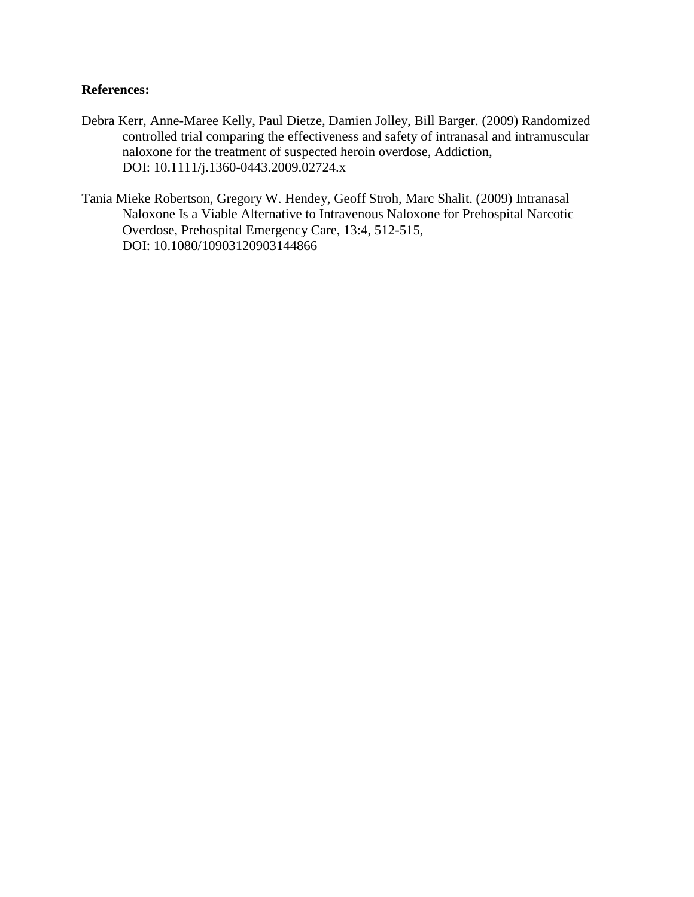**References:**

Debra Kerr, Anne-Maree Kelly, Paul Dietze, Damien Jolley, Bill Barger. (2009) Randomized controlled trial comparing the effectiveness and safety of intranasal and intramuscular naloxone for the treatment of suspected heroin overdose, Addiction, DOI: 10.1111/j.1360-0443.2009.02724.x

Tania Mieke Robertson, Gregory W. Hendey, Geoff Stroh, Marc Shalit. (2009) Intranasal Naloxone Is a Viable Alternative to Intravenous Naloxone for Prehospital Narcotic Overdose, Prehospital Emergency Care, 13:4, 512-515, DOI: 10.1080/10903120903144866